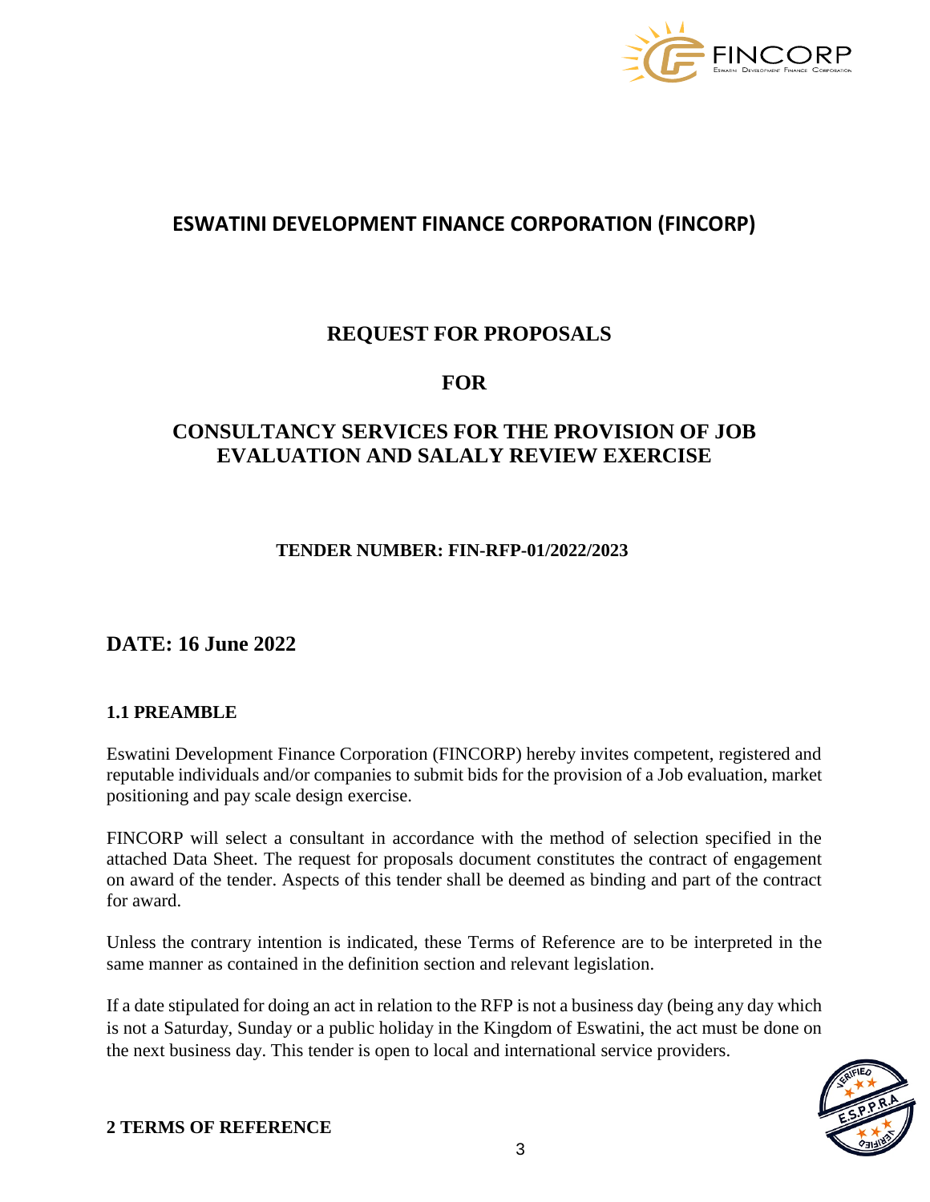# ESWATINI DEVELOPMENT FINANCE CORPORATION (FINCORP)

## REQUEST FOR PROPOSALS

## FOR

## CONSULTANCY SERVICES FOR THE PROVISION OF JOB EVALUATION AND SALALY REVIEW EXERCISE

**TENDER NUMBER: FIN-RFP-01/2022/2023**

## DATE: 16 June 2022

### 1.1 PREAMBLE

Eswatini Development Finance Corporation (FINCORP) hereby invites competent, registered and reputable individuals and/or companies to submit bids for the provision of a Job evaluation, market positioning and pay scale design exercise.

FINCORP will select a consultant in accordance with the method of selection specified in the attached Data Sheet. The request for proposals document constitutes the contract of engagement on award of the tender. Aspects of this tender shall be deemed as binding and part of the contract for award.

Unless the contrary intention is indicated, these Terms of Reference are to be interpreted in the same manner as contained in the definition section and relevant legislation.

If a date stipulated for doing an act in relation to the RFP is not a business day (being any day which is not a Saturday, Sunday or a public holiday in the Kingdom of Eswatini, the act must be done on the next business day. This tender is open to local and international service providers.

### 2 TERMS OF REFERENCE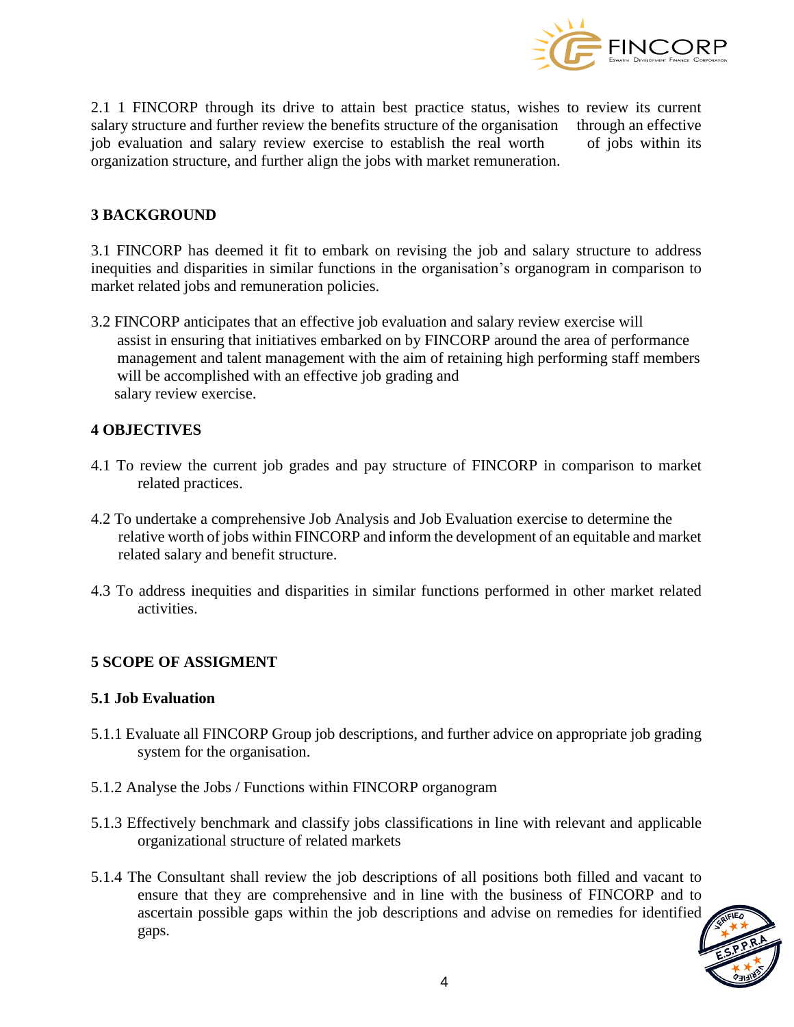2.1 1 FINCORP through its drive to attain best practice status, wishes to review its current salary structure and further review the benefits structure of the organisation through an effective job evaluation and salary review exercise to establish the real worth of jobs within its organization structure, and further align the jobs with market remuneration.

## 3 BACKGROUND

3.1 FINCORP has deemed it fit to embark on revising the job and salary structure to address inequities and disparities in similar functions in the organisation's organogram in comparison to market related jobs and remuneration policies.

3.2 FINCORP anticipates that an effective job evaluation and salary review exercise will assist in ensuring that initiatives embarked on by FINCORP around the area of performance management and talent management with the aim of retaining high performing staff members will be accomplished with an effective job grading and salary review exercise.

## 4 OBJECTIVES

4.1 To review the current job grades and pay structure of FINCORP in comparison to market related practices.

4.2 To undertake a comprehensive Job Analysis and Job Evaluation exercise to determine the relative worth of jobs within FINCORP and inform the development of an equitable and market related salary and benefit structure.

4.3 To address inequities and disparities in similar functions performed in other market related activities.

## 5 SCOPE OF ASSIGMENT

### 5.1 Job Evaluation

5.1.1 Evaluate all FINCORP Group job descriptions, and further advice on appropriate job grading system for the organisation.

5.1.2 Analyse the Jobs / Functions within FINCORP organogram

5.1.3 Effectively benchmark and classify jobs classifications in line with relevant and applicable organizational structure of related markets

5.1.4 The Consultant shall review the job descriptions of all positions both filled and vacant to ensure that they are comprehensive and in line with the business of FINCORP and to ascertain possible gaps within the job descriptions and advise on remedies for identified gaps.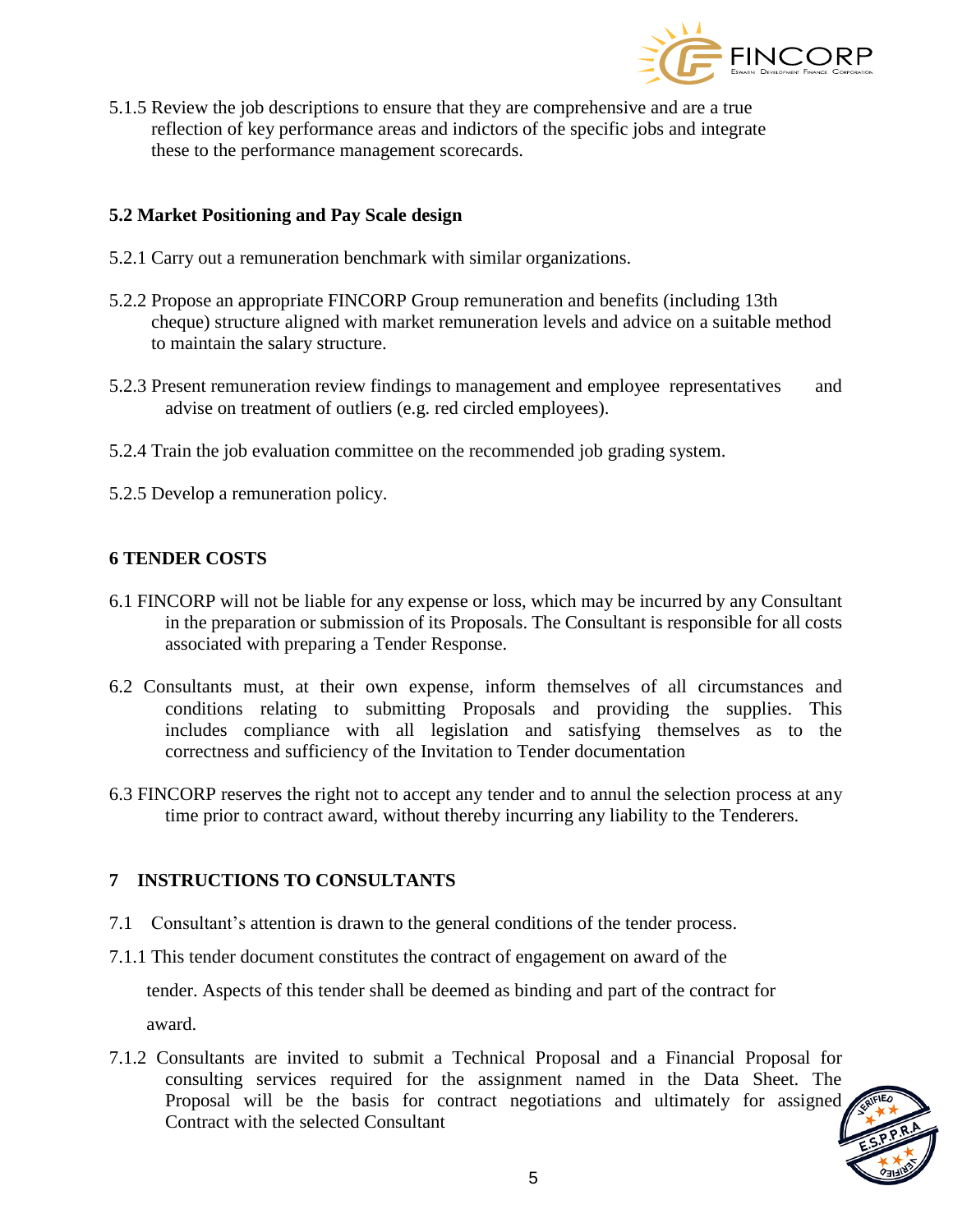5.1.5 Review the job descriptions to ensure that they are comprehensive and are a true reflection of key performance areas and indictors of the specific jobs and integrate these to the performance management scorecards.

### 5.2 Market Positioning and Pay Scale design

5.2.1 Carry out a remuneration benchmark with similar organizations.

5.2.2 Propose an appropriate FINCORP Group remuneration and benefits (including 13th cheque) structure aligned with market remuneration levels and advice on a suitable method to maintain the salary structure.

5.2.3 Present remuneration review findings to management and employee representatives and advise on treatment of outliers (e.g. red circled employees).

5.2.4 Train the job evaluation committee on the recommended job grading system.

5.2.5 Develop a remuneration policy.

## 6 TENDER COSTS

6.1 FINCORP will not be liable for any expense or loss, which may be incurred by any Consultant in the preparation or submission of its Proposals. The Consultant is responsible for all costs associated with preparing a Tender Response.

6.2 Consultants must, at their own expense, inform themselves of all circumstances and conditions relating to submitting Proposals and providing the supplies. This includes compliance with all legislation and satisfying themselves as to the correctness and sufficiency of the Invitation to Tender documentation

6.3 FINCORP reserves the right not to accept any tender and to annul the selection process at any time prior to contract award, without thereby incurring any liability to the Tenderers.

## 7 INSTRUCTIONS TO CONSULTANTS

7.1 Consultant's attention is drawn to the general conditions of the tender process.

7.1.1 This tender document constitutes the contract of engagement on award of the tender. Aspects of this tender shall be deemed as binding and part of the contract for award.

7.1.2 Consultants are invited to submit a Technical Proposal and a Financial Proposal for consulting services required for the assignment named in the Data Sheet. The Proposal will be the basis for contract negotiations and ultimately for assigned Contract with the selected Consultant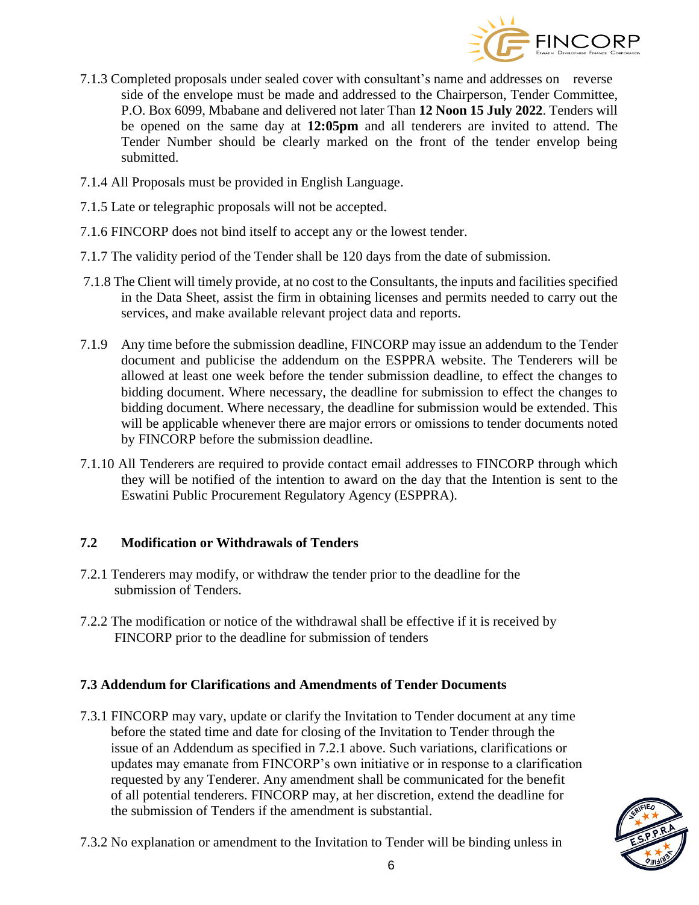7.1.3 Completed proposals under sealed cover with consultant's name and addresses on reverse side of the envelope must be made and addressed to the Chairperson, Tender Committee, P.O. Box 6099, Mbabane and delivered not later Than **12 Noon 15 July 2022**. Tenders will be opened on the same day at **12:05pm** and all tenderers are invited to attend. The Tender Number should be clearly marked on the front of the tender envelop being submitted.

7.1.4 All Proposals must be provided in English Language.

7.1.5 Late or telegraphic proposals will not be accepted.

7.1.6 FINCORP does not bind itself to accept any or the lowest tender.

7.1.7 The validity period of the Tender shall be 120 days from the date of submission.

7.1.8 The Client will timely provide, at no cost to the Consultants, the inputs and facilities specified in the Data Sheet, assist the firm in obtaining licenses and permits needed to carry out the services, and make available relevant project data and reports.

7.1.9 Any time before the submission deadline, FINCORP may issue an addendum to the Tender document and publicise the addendum on the ESPPRA website. The Tenderers will be allowed at least one week before the tender submission deadline, to effect the changes to bidding document. Where necessary, the deadline for submission to effect the changes to bidding document. Where necessary, the deadline for submission would be extended. This will be applicable whenever there are major errors or omissions to tender documents noted by FINCORP before the submission deadline.

7.1.10 All Tenderers are required to provide contact email addresses to FINCORP through which they will be notified of the intention to award on the day that the Intention is sent to the Eswatini Public Procurement Regulatory Agency (ESPPRA).

### 7.2 Modification or Withdrawals of Tenders

7.2.1 Tenderers may modify, or withdraw the tender prior to the deadline for the submission of Tenders.

7.2.2 The modification or notice of the withdrawal shall be effective if it is received by FINCORP prior to the deadline for submission of tenders

### 7.3 Addendum for Clarifications and Amendments of Tender Documents

7.3.1 FINCORP may vary, update or clarify the Invitation to Tender document at any time before the stated time and date for closing of the Invitation to Tender through the issue of an Addendum as specified in 7.2.1 above. Such variations, clarifications or updates may emanate from FINCORP's own initiative or in response to a clarification requested by any Tenderer. Any amendment shall be communicated for the benefit of all potential tenderers. FINCORP may, at her discretion, extend the deadline for the submission of Tenders if the amendment is substantial.

7.3.2 No explanation or amendment to the Invitation to Tender will be binding unless in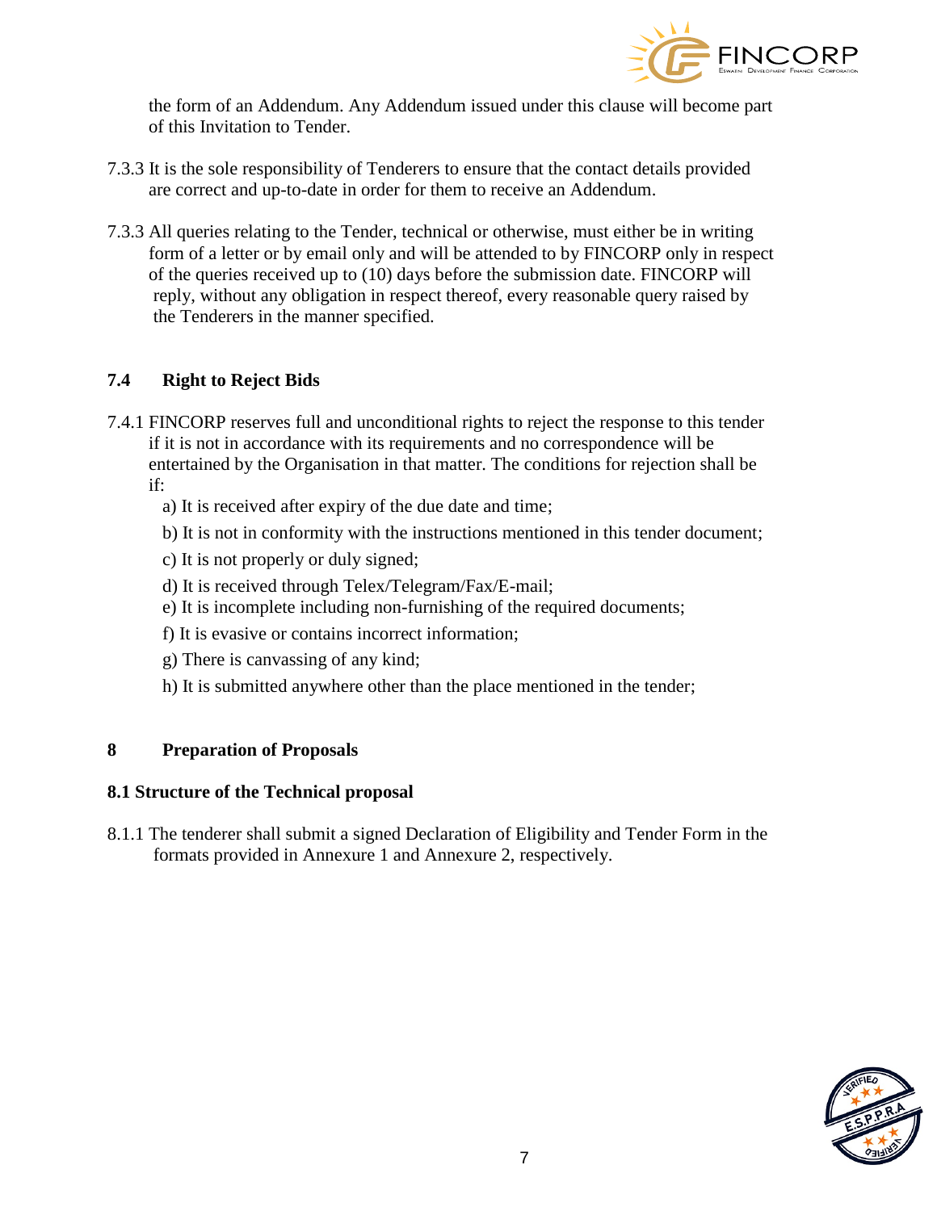the form of an Addendum. Any Addendum issued under this clause will become part of this Invitation to Tender.

7.3.3 It is the sole responsibility of Tenderers to ensure that the contact details provided are correct and up-to-date in order for them to receive an Addendum.

7.3.3 All queries relating to the Tender, technical or otherwise, must either be in writing form of a letter or by email only and will be attended to by FINCORP only in respect of the queries received up to (10) days before the submission date. FINCORP will reply, without any obligation in respect thereof, every reasonable query raised by the Tenderers in the manner specified.

### 7.4 Right to Reject Bids

7.4.1 FINCORP reserves full and unconditional rights to reject the response to this tender if it is not in accordance with its requirements and no correspondence will be entertained by the Organisation in that matter. The conditions for rejection shall be if:

a) It is received after expiry of the due date and time;

b) It is not in conformity with the instructions mentioned in this tender document;

c) It is not properly or duly signed;

d) It is received through Telex/Telegram/Fax/E-mail;

e) It is incomplete including non-furnishing of the required documents;

f) It is evasive or contains incorrect information;

g) There is canvassing of any kind;

h) It is submitted anywhere other than the place mentioned in the tender;

## 8 Preparation of Proposals

### 8.1 Structure of the Technical proposal

8.1.1 The tenderer shall submit a signed Declaration of Eligibility and Tender Form in the formats provided in Annexure 1 and Annexure 2, respectively.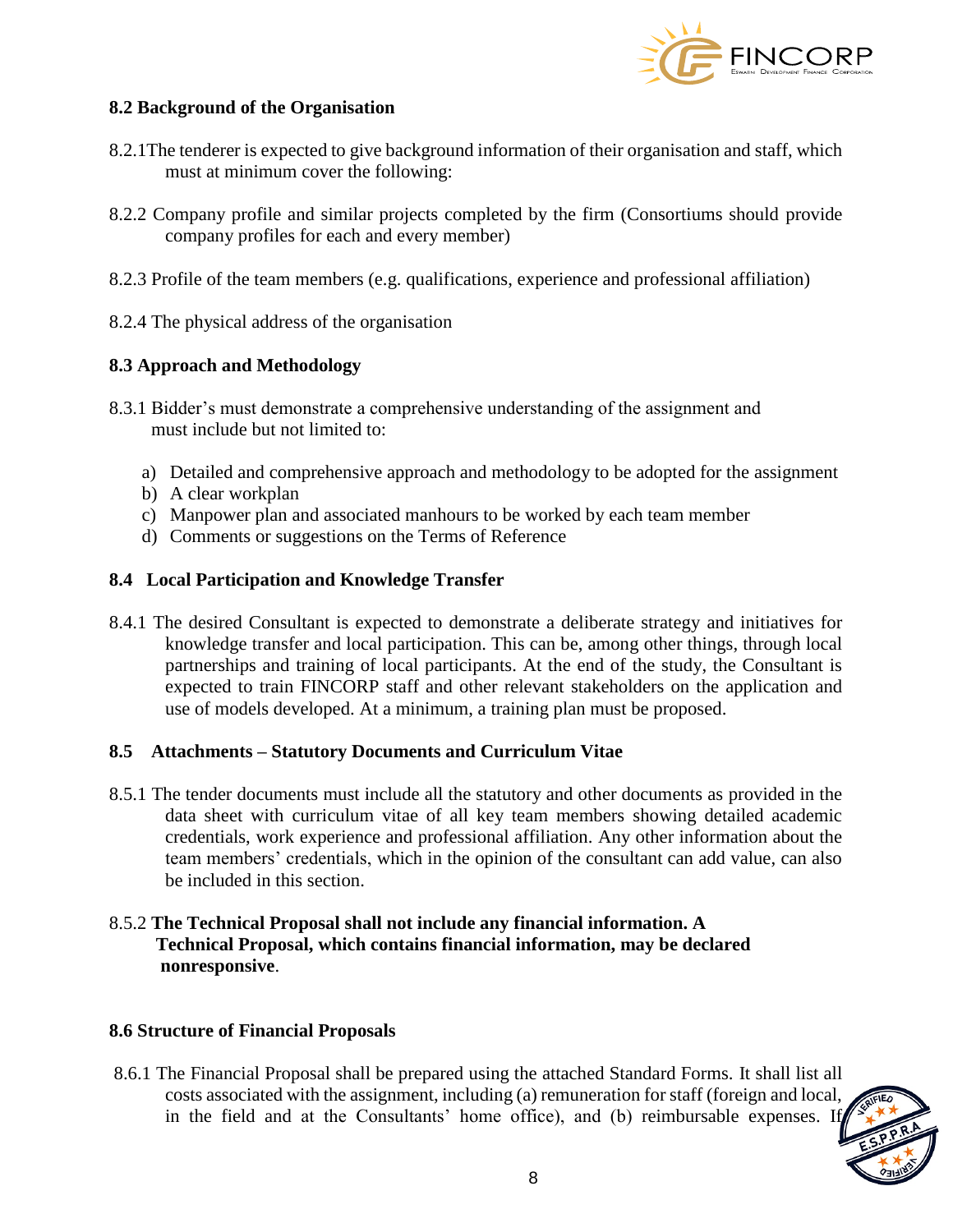### 8.2 Background of the Organisation

8.2.1The tenderer is expected to give background information of their organisation and staff, which must at minimum cover the following:

8.2.2 Company profile and similar projects completed by the firm (Consortiums should provide company profiles for each and every member)

8.2.3 Profile of the team members (e.g. qualifications, experience and professional affiliation)

8.2.4 The physical address of the organisation

### 8.3 Approach and Methodology

8.3.1 Bidder's must demonstrate a comprehensive understanding of the assignment and must include but not limited to:

a) Detailed and comprehensive approach and methodology to be adopted for the assignment
b) A clear workplan
c) Manpower plan and associated manhours to be worked by each team member
d) Comments or suggestions on the Terms of Reference

### 8.4 Local Participation and Knowledge Transfer

8.4.1 The desired Consultant is expected to demonstrate a deliberate strategy and initiatives for knowledge transfer and local participation. This can be, among other things, through local partnerships and training of local participants. At the end of the study, the Consultant is expected to train FINCORP staff and other relevant stakeholders on the application and use of models developed. At a minimum, a training plan must be proposed.

### 8.5 Attachments – Statutory Documents and Curriculum Vitae

8.5.1 The tender documents must include all the statutory and other documents as provided in the data sheet with curriculum vitae of all key team members showing detailed academic credentials, work experience and professional affiliation. Any other information about the team members' credentials, which in the opinion of the consultant can add value, can also be included in this section.

8.5.2 **The Technical Proposal shall not include any financial information. A Technical Proposal, which contains financial information, may be declared nonresponsive**.

### 8.6 Structure of Financial Proposals

8.6.1 The Financial Proposal shall be prepared using the attached Standard Forms. It shall list all costs associated with the assignment, including (a) remuneration for staff (foreign and local, in the field and at the Consultants' home office), and (b) reimbursable expenses. If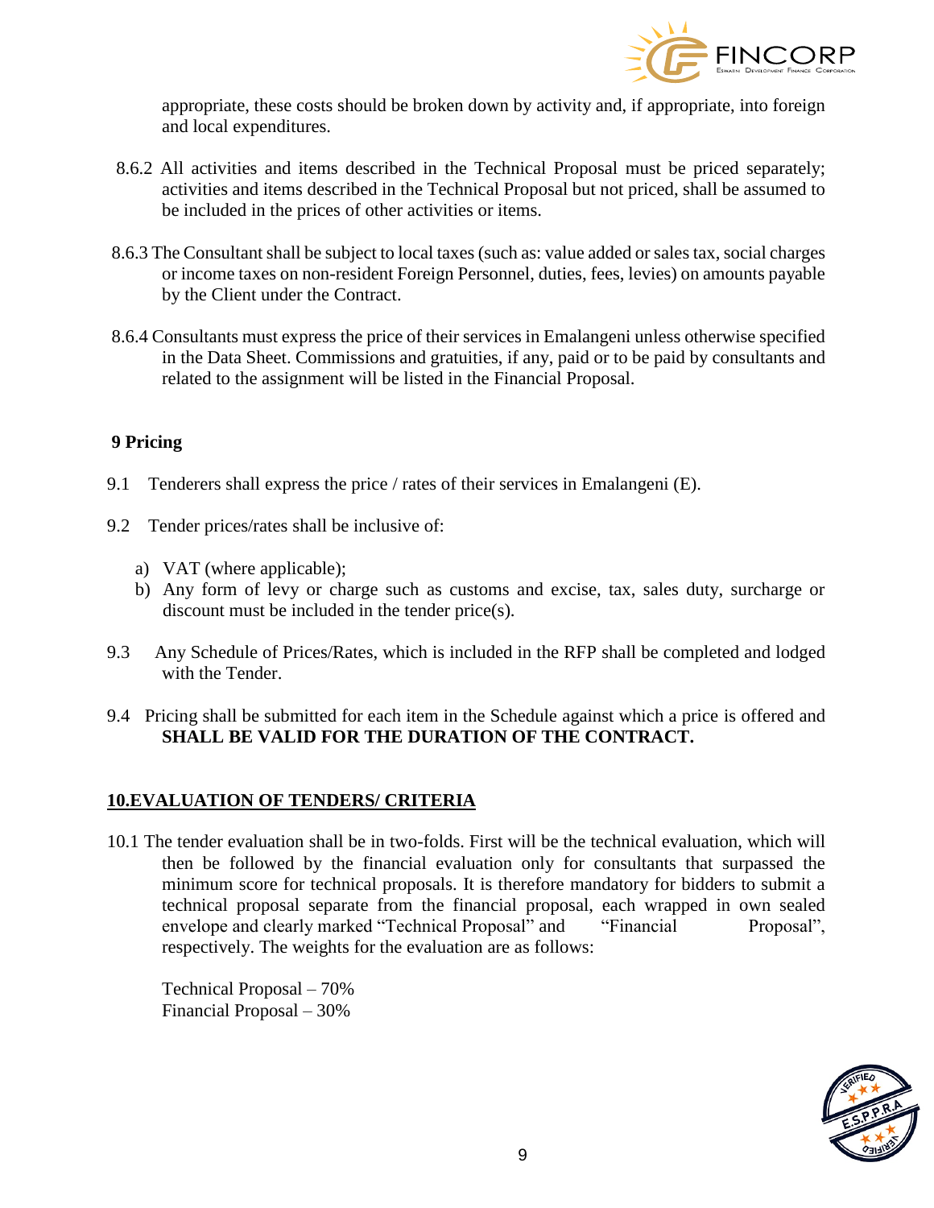appropriate, these costs should be broken down by activity and, if appropriate, into foreign and local expenditures.

8.6.2 All activities and items described in the Technical Proposal must be priced separately; activities and items described in the Technical Proposal but not priced, shall be assumed to be included in the prices of other activities or items.

8.6.3 The Consultant shall be subject to local taxes (such as: value added or sales tax, social charges or income taxes on non-resident Foreign Personnel, duties, fees, levies) on amounts payable by the Client under the Contract.

8.6.4 Consultants must express the price of their services in Emalangeni unless otherwise specified in the Data Sheet. Commissions and gratuities, if any, paid or to be paid by consultants and related to the assignment will be listed in the Financial Proposal.

**9 Pricing**

9.1 Tenderers shall express the price / rates of their services in Emalangeni (E).

9.2 Tender prices/rates shall be inclusive of:

a) VAT (where applicable);
b) Any form of levy or charge such as customs and excise, tax, sales duty, surcharge or discount must be included in the tender price(s).

9.3 Any Schedule of Prices/Rates, which is included in the RFP shall be completed and lodged with the Tender.

9.4 Pricing shall be submitted for each item in the Schedule against which a price is offered and **SHALL BE VALID FOR THE DURATION OF THE CONTRACT.**

**10.EVALUATION OF TENDERS/ CRITERIA**

10.1 The tender evaluation shall be in two-folds. First will be the technical evaluation, which will then be followed by the financial evaluation only for consultants that surpassed the minimum score for technical proposals. It is therefore mandatory for bidders to submit a technical proposal separate from the financial proposal, each wrapped in own sealed envelope and clearly marked "Technical Proposal" and "Financial Proposal", respectively. The weights for the evaluation are as follows:

Technical Proposal – 70%
Financial Proposal – 30%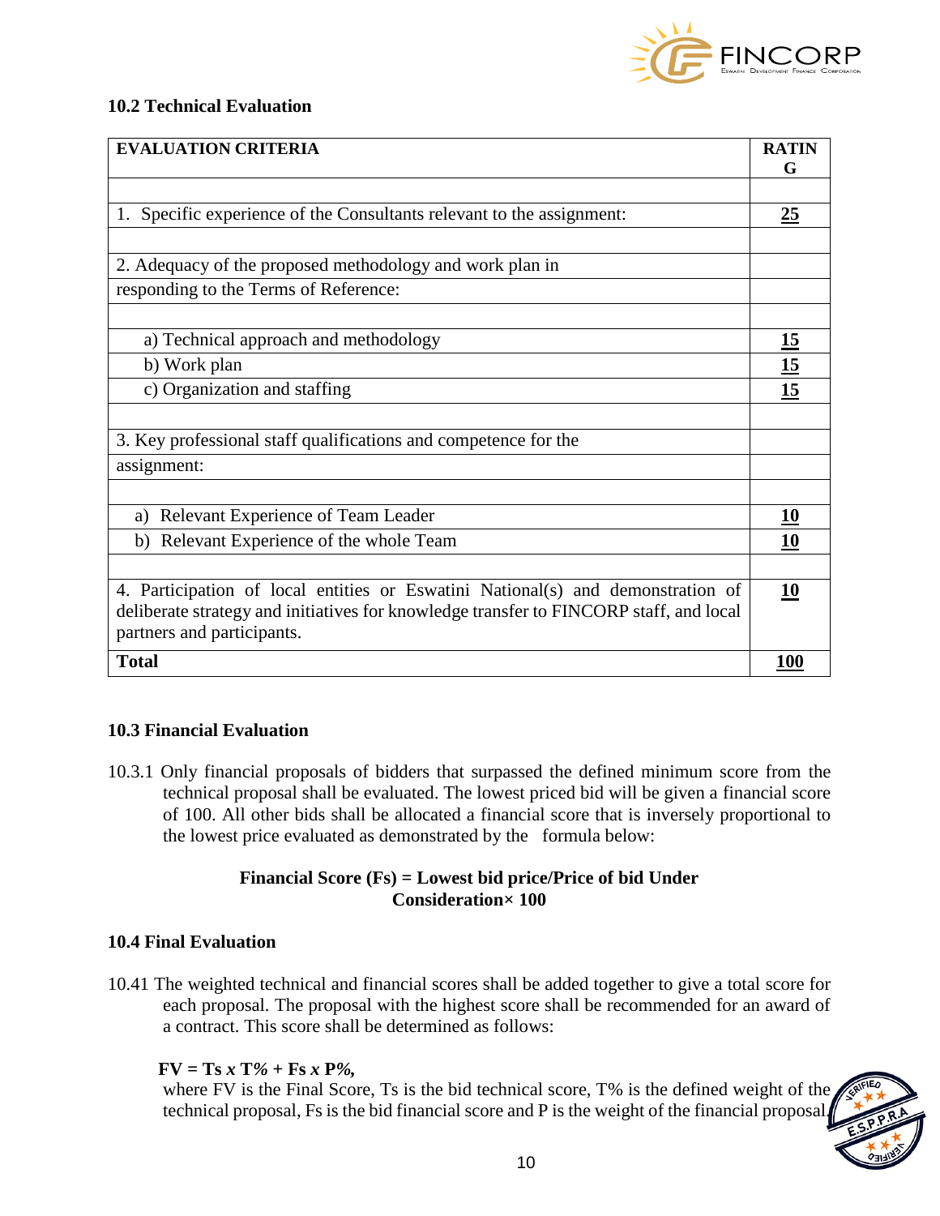### 10.2 Technical Evaluation

| EVALUATION CRITERIA | RATING |
|---|---|
| | |
| 1. Specific experience of the Consultants relevant to the assignment: | **25** |
| | |
| 2. Adequacy of the proposed methodology and work plan in | |
| responding to the Terms of Reference: | |
| | |
| a) Technical approach and methodology | **15** |
| b) Work plan | **15** |
| c) Organization and staffing | **15** |
| | |
| 3. Key professional staff qualifications and competence for the | |
| assignment: | |
| | |
| a) Relevant Experience of Team Leader | **10** |
| b) Relevant Experience of the whole Team | **10** |
| | |
| 4. Participation of local entities or Eswatini National(s) and demonstration of deliberate strategy and initiatives for knowledge transfer to FINCORP staff, and local partners and participants. | **10** |
| **Total** | **100** |

### 10.3 Financial Evaluation

10.3.1 Only financial proposals of bidders that surpassed the defined minimum score from the technical proposal shall be evaluated. The lowest priced bid will be given a financial score of 100. All other bids shall be allocated a financial score that is inversely proportional to the lowest price evaluated as demonstrated by the formula below:

**Financial Score (Fs) = Lowest bid price/Price of bid Under Consideration× 100**

### 10.4 Final Evaluation

10.41 The weighted technical and financial scores shall be added together to give a total score for each proposal. The proposal with the highest score shall be recommended for an award of a contract. This score shall be determined as follows:

**FV = Ts *x* T*%* + Fs *x* P*%*,**

where FV is the Final Score, Ts is the bid technical score, T% is the defined weight of the technical proposal, Fs is the bid financial score and P is the weight of the financial proposal.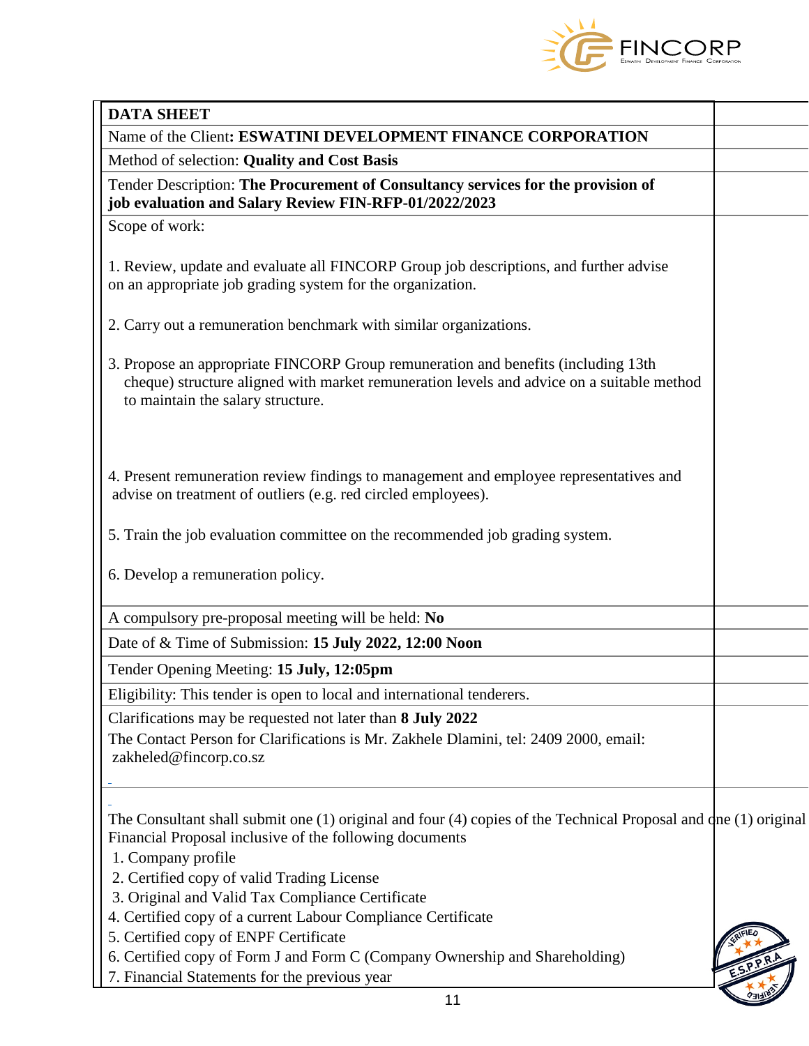**DATA SHEET**

Name of the Client**: ESWATINI DEVELOPMENT FINANCE CORPORATION**

Method of selection: **Quality and Cost Basis**

Tender Description: **The Procurement of Consultancy services for the provision of job evaluation and Salary Review FIN-RFP-01/2022/2023**

Scope of work:

1. Review, update and evaluate all FINCORP Group job descriptions, and further advise on an appropriate job grading system for the organization.

2. Carry out a remuneration benchmark with similar organizations.

3. Propose an appropriate FINCORP Group remuneration and benefits (including 13th cheque) structure aligned with market remuneration levels and advice on a suitable method to maintain the salary structure.

4. Present remuneration review findings to management and employee representatives and advise on treatment of outliers (e.g. red circled employees).

5. Train the job evaluation committee on the recommended job grading system.

6. Develop a remuneration policy.

A compulsory pre-proposal meeting will be held: **No**

Date of & Time of Submission: **15 July 2022, 12:00 Noon**

Tender Opening Meeting: **15 July, 12:05pm**

Eligibility: This tender is open to local and international tenderers.

Clarifications may be requested not later than **8 July 2022**

The Contact Person for Clarifications is Mr. Zakhele Dlamini, tel: 2409 2000, email: zakheled@fincorp.co.sz

The Consultant shall submit one (1) original and four (4) copies of the Technical Proposal and one (1) original Financial Proposal inclusive of the following documents

1. Company profile
2. Certified copy of valid Trading License
3. Original and Valid Tax Compliance Certificate
4. Certified copy of a current Labour Compliance Certificate
5. Certified copy of ENPF Certificate
6. Certified copy of Form J and Form C (Company Ownership and Shareholding)
7. Financial Statements for the previous year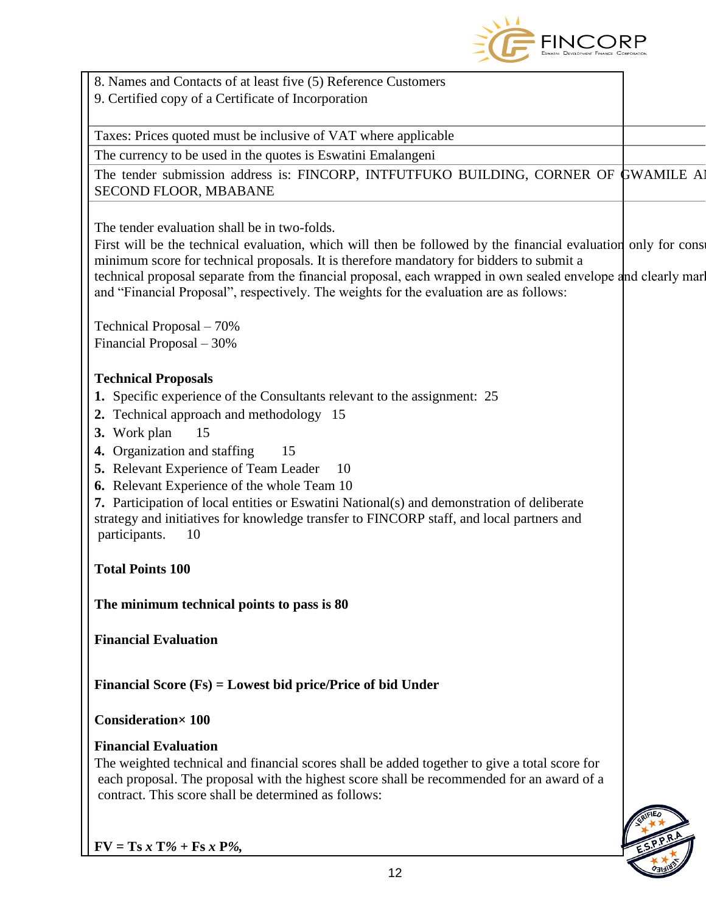8. Names and Contacts of at least five (5) Reference Customers
9. Certified copy of a Certificate of Incorporation

Taxes: Prices quoted must be inclusive of VAT where applicable

The currency to be used in the quotes is Eswatini Emalangeni

The tender submission address is: FINCORP, INTFUTFUKO BUILDING, CORNER OF GWAMILE AI SECOND FLOOR, MBABANE

The tender evaluation shall be in two-folds.
First will be the technical evaluation, which will then be followed by the financial evaluation only for consu minimum score for technical proposals. It is therefore mandatory for bidders to submit a technical proposal separate from the financial proposal, each wrapped in own sealed envelope and clearly marl and "Financial Proposal", respectively. The weights for the evaluation are as follows:

Technical Proposal – 70%
Financial Proposal – 30%

**Technical Proposals**

1. Specific experience of the Consultants relevant to the assignment: 25
2. Technical approach and methodology 15
3. Work plan 15
4. Organization and staffing 15
5. Relevant Experience of Team Leader 10
6. Relevant Experience of the whole Team 10
7. Participation of local entities or Eswatini National(s) and demonstration of deliberate strategy and initiatives for knowledge transfer to FINCORP staff, and local partners and participants. 10

**Total Points 100**

**The minimum technical points to pass is 80**

**Financial Evaluation**

**Financial Score (Fs) = Lowest bid price/Price of bid Under**

**Consideration× 100**

**Financial Evaluation**

The weighted technical and financial scores shall be added together to give a total score for each proposal. The proposal with the highest score shall be recommended for an award of a contract. This score shall be determined as follows:

**FV = Ts *x* T% + Fs *x* P%,**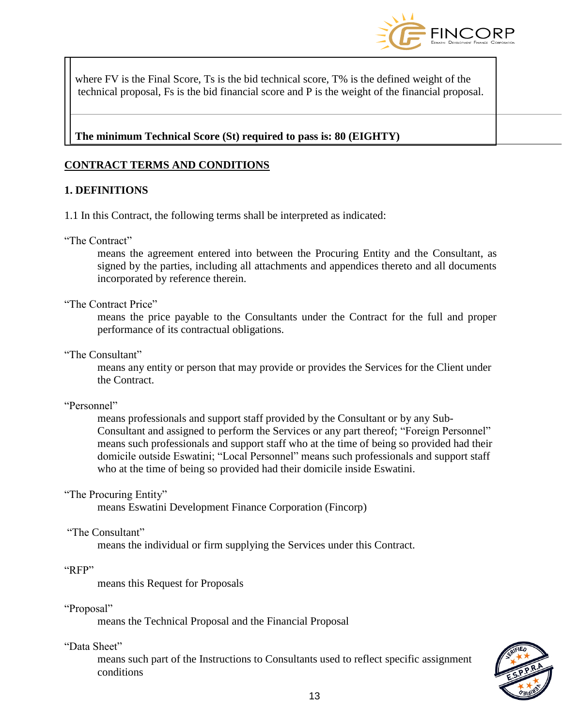where FV is the Final Score, Ts is the bid technical score, T% is the defined weight of the technical proposal, Fs is the bid financial score and P is the weight of the financial proposal.

**The minimum Technical Score (St) required to pass is: 80 (EIGHTY)**

## CONTRACT TERMS AND CONDITIONS

### 1. DEFINITIONS

1.1 In this Contract, the following terms shall be interpreted as indicated:

"The Contract"

means the agreement entered into between the Procuring Entity and the Consultant, as signed by the parties, including all attachments and appendices thereto and all documents incorporated by reference therein.

"The Contract Price"

means the price payable to the Consultants under the Contract for the full and proper performance of its contractual obligations.

"The Consultant"

means any entity or person that may provide or provides the Services for the Client under the Contract.

"Personnel"

means professionals and support staff provided by the Consultant or by any Sub-Consultant and assigned to perform the Services or any part thereof; "Foreign Personnel" means such professionals and support staff who at the time of being so provided had their domicile outside Eswatini; "Local Personnel" means such professionals and support staff who at the time of being so provided had their domicile inside Eswatini.

"The Procuring Entity"

means Eswatini Development Finance Corporation (Fincorp)

"The Consultant"

means the individual or firm supplying the Services under this Contract.

"RFP"

means this Request for Proposals

"Proposal"

means the Technical Proposal and the Financial Proposal

"Data Sheet"

means such part of the Instructions to Consultants used to reflect specific assignment conditions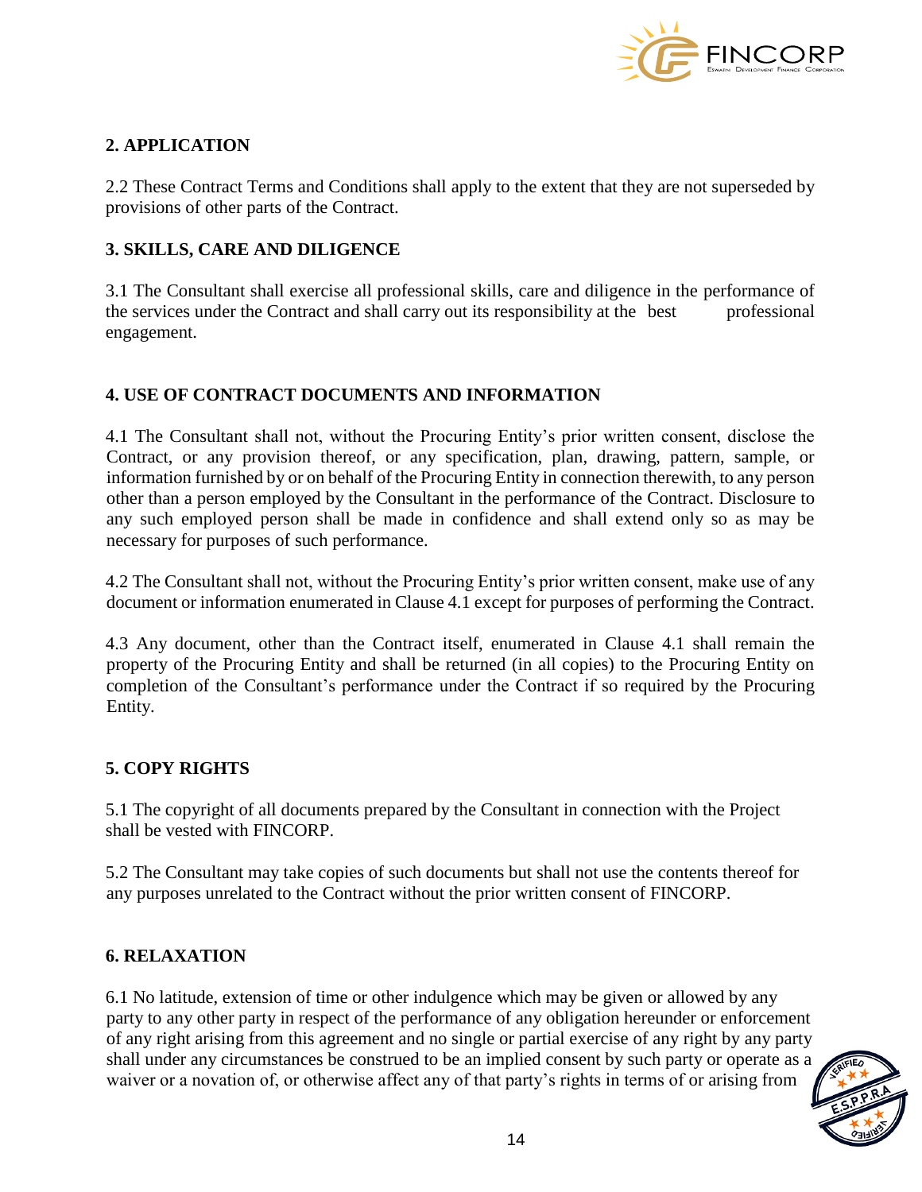## 2. APPLICATION

2.2 These Contract Terms and Conditions shall apply to the extent that they are not superseded by provisions of other parts of the Contract.

## 3. SKILLS, CARE AND DILIGENCE

3.1 The Consultant shall exercise all professional skills, care and diligence in the performance of the services under the Contract and shall carry out its responsibility at the best professional engagement.

## 4. USE OF CONTRACT DOCUMENTS AND INFORMATION

4.1 The Consultant shall not, without the Procuring Entity's prior written consent, disclose the Contract, or any provision thereof, or any specification, plan, drawing, pattern, sample, or information furnished by or on behalf of the Procuring Entity in connection therewith, to any person other than a person employed by the Consultant in the performance of the Contract. Disclosure to any such employed person shall be made in confidence and shall extend only so as may be necessary for purposes of such performance.

4.2 The Consultant shall not, without the Procuring Entity's prior written consent, make use of any document or information enumerated in Clause 4.1 except for purposes of performing the Contract.

4.3 Any document, other than the Contract itself, enumerated in Clause 4.1 shall remain the property of the Procuring Entity and shall be returned (in all copies) to the Procuring Entity on completion of the Consultant's performance under the Contract if so required by the Procuring Entity.

## 5. COPY RIGHTS

5.1 The copyright of all documents prepared by the Consultant in connection with the Project shall be vested with FINCORP.

5.2 The Consultant may take copies of such documents but shall not use the contents thereof for any purposes unrelated to the Contract without the prior written consent of FINCORP.

## 6. RELAXATION

6.1 No latitude, extension of time or other indulgence which may be given or allowed by any party to any other party in respect of the performance of any obligation hereunder or enforcement of any right arising from this agreement and no single or partial exercise of any right by any party shall under any circumstances be construed to be an implied consent by such party or operate as a waiver or a novation of, or otherwise affect any of that party's rights in terms of or arising from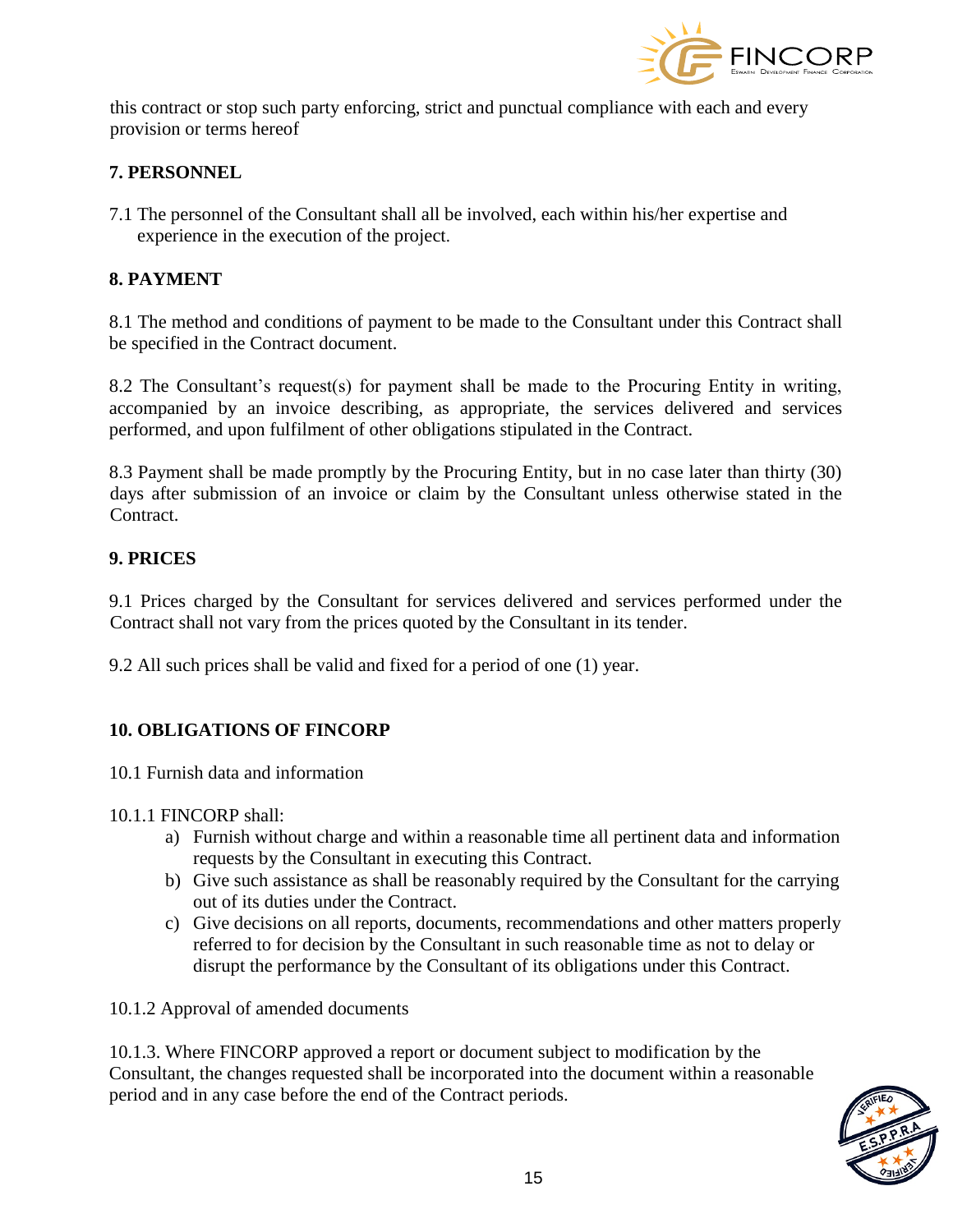this contract or stop such party enforcing, strict and punctual compliance with each and every provision or terms hereof

## 7. PERSONNEL

7.1 The personnel of the Consultant shall all be involved, each within his/her expertise and experience in the execution of the project.

## 8. PAYMENT

8.1 The method and conditions of payment to be made to the Consultant under this Contract shall be specified in the Contract document.

8.2 The Consultant's request(s) for payment shall be made to the Procuring Entity in writing, accompanied by an invoice describing, as appropriate, the services delivered and services performed, and upon fulfilment of other obligations stipulated in the Contract.

8.3 Payment shall be made promptly by the Procuring Entity, but in no case later than thirty (30) days after submission of an invoice or claim by the Consultant unless otherwise stated in the Contract.

## 9. PRICES

9.1 Prices charged by the Consultant for services delivered and services performed under the Contract shall not vary from the prices quoted by the Consultant in its tender.

9.2 All such prices shall be valid and fixed for a period of one (1) year.

## 10. OBLIGATIONS OF FINCORP

10.1 Furnish data and information

10.1.1 FINCORP shall:

a) Furnish without charge and within a reasonable time all pertinent data and information requests by the Consultant in executing this Contract.
b) Give such assistance as shall be reasonably required by the Consultant for the carrying out of its duties under the Contract.
c) Give decisions on all reports, documents, recommendations and other matters properly referred to for decision by the Consultant in such reasonable time as not to delay or disrupt the performance by the Consultant of its obligations under this Contract.

10.1.2 Approval of amended documents

10.1.3. Where FINCORP approved a report or document subject to modification by the Consultant, the changes requested shall be incorporated into the document within a reasonable period and in any case before the end of the Contract periods.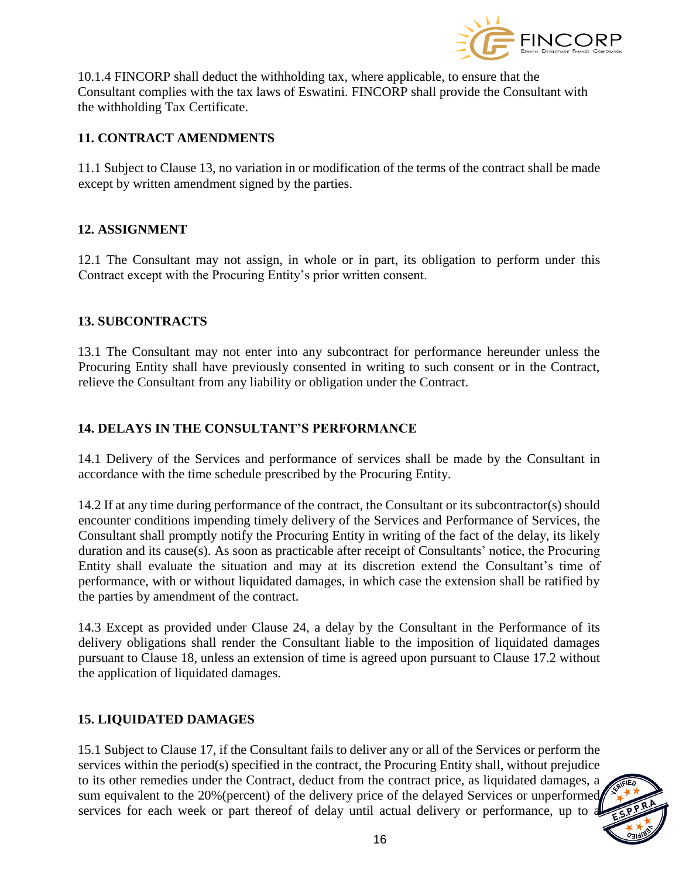10.1.4 FINCORP shall deduct the withholding tax, where applicable, to ensure that the Consultant complies with the tax laws of Eswatini. FINCORP shall provide the Consultant with the withholding Tax Certificate.

## 11. CONTRACT AMENDMENTS

11.1 Subject to Clause 13, no variation in or modification of the terms of the contract shall be made except by written amendment signed by the parties.

## 12. ASSIGNMENT

12.1 The Consultant may not assign, in whole or in part, its obligation to perform under this Contract except with the Procuring Entity's prior written consent.

## 13. SUBCONTRACTS

13.1 The Consultant may not enter into any subcontract for performance hereunder unless the Procuring Entity shall have previously consented in writing to such consent or in the Contract, relieve the Consultant from any liability or obligation under the Contract.

## 14. DELAYS IN THE CONSULTANT'S PERFORMANCE

14.1 Delivery of the Services and performance of services shall be made by the Consultant in accordance with the time schedule prescribed by the Procuring Entity.

14.2 If at any time during performance of the contract, the Consultant or its subcontractor(s) should encounter conditions impending timely delivery of the Services and Performance of Services, the Consultant shall promptly notify the Procuring Entity in writing of the fact of the delay, its likely duration and its cause(s). As soon as practicable after receipt of Consultants' notice, the Procuring Entity shall evaluate the situation and may at its discretion extend the Consultant's time of performance, with or without liquidated damages, in which case the extension shall be ratified by the parties by amendment of the contract.

14.3 Except as provided under Clause 24, a delay by the Consultant in the Performance of its delivery obligations shall render the Consultant liable to the imposition of liquidated damages pursuant to Clause 18, unless an extension of time is agreed upon pursuant to Clause 17.2 without the application of liquidated damages.

## 15. LIQUIDATED DAMAGES

15.1 Subject to Clause 17, if the Consultant fails to deliver any or all of the Services or perform the services within the period(s) specified in the contract, the Procuring Entity shall, without prejudice to its other remedies under the Contract, deduct from the contract price, as liquidated damages, a sum equivalent to the 20%(percent) of the delivery price of the delayed Services or unperformed services for each week or part thereof of delay until actual delivery or performance, up to a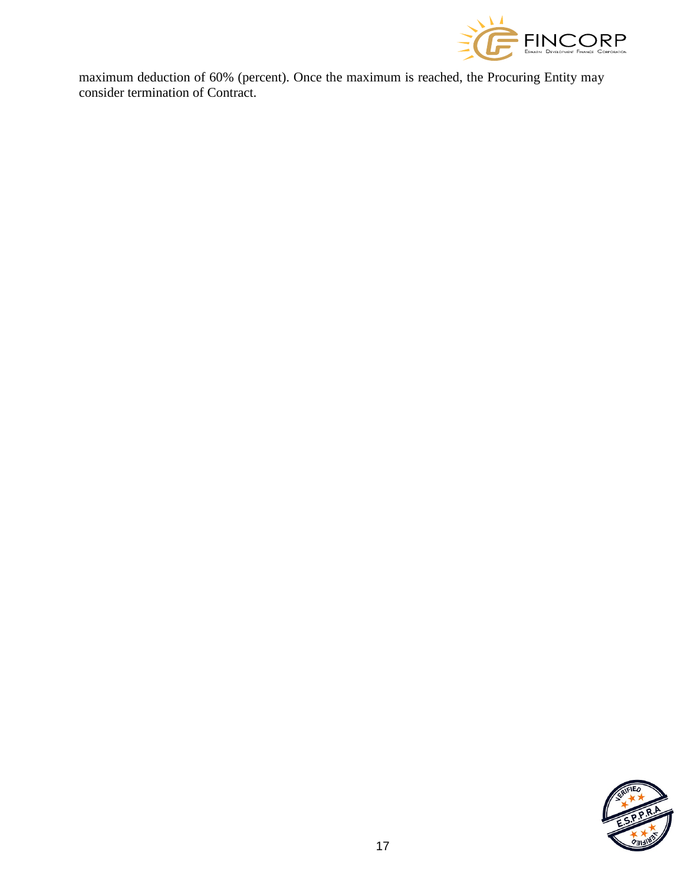maximum deduction of 60% (percent). Once the maximum is reached, the Procuring Entity may consider termination of Contract.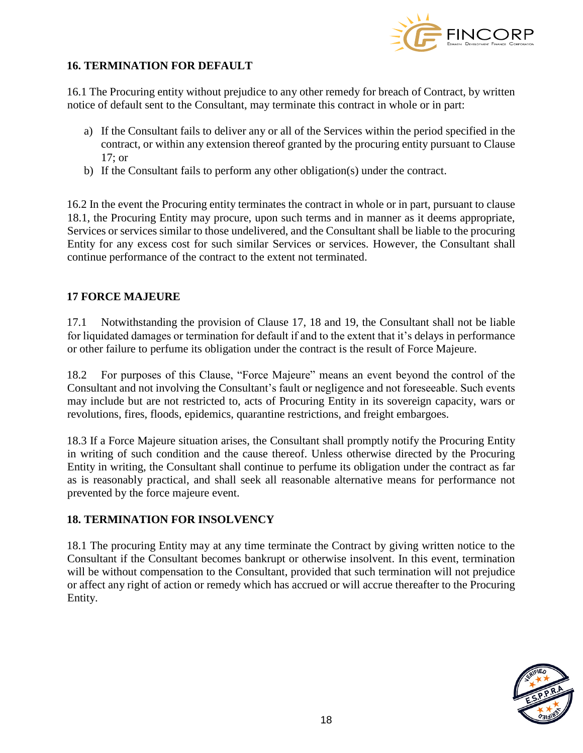## 16. TERMINATION FOR DEFAULT

16.1 The Procuring entity without prejudice to any other remedy for breach of Contract, by written notice of default sent to the Consultant, may terminate this contract in whole or in part:

a) If the Consultant fails to deliver any or all of the Services within the period specified in the contract, or within any extension thereof granted by the procuring entity pursuant to Clause 17; or
b) If the Consultant fails to perform any other obligation(s) under the contract.

16.2 In the event the Procuring entity terminates the contract in whole or in part, pursuant to clause 18.1, the Procuring Entity may procure, upon such terms and in manner as it deems appropriate, Services or services similar to those undelivered, and the Consultant shall be liable to the procuring Entity for any excess cost for such similar Services or services. However, the Consultant shall continue performance of the contract to the extent not terminated.

## 17 FORCE MAJEURE

17.1 Notwithstanding the provision of Clause 17, 18 and 19, the Consultant shall not be liable for liquidated damages or termination for default if and to the extent that it's delays in performance or other failure to perfume its obligation under the contract is the result of Force Majeure.

18.2 For purposes of this Clause, "Force Majeure" means an event beyond the control of the Consultant and not involving the Consultant's fault or negligence and not foreseeable. Such events may include but are not restricted to, acts of Procuring Entity in its sovereign capacity, wars or revolutions, fires, floods, epidemics, quarantine restrictions, and freight embargoes.

18.3 If a Force Majeure situation arises, the Consultant shall promptly notify the Procuring Entity in writing of such condition and the cause thereof. Unless otherwise directed by the Procuring Entity in writing, the Consultant shall continue to perfume its obligation under the contract as far as is reasonably practical, and shall seek all reasonable alternative means for performance not prevented by the force majeure event.

## 18. TERMINATION FOR INSOLVENCY

18.1 The procuring Entity may at any time terminate the Contract by giving written notice to the Consultant if the Consultant becomes bankrupt or otherwise insolvent. In this event, termination will be without compensation to the Consultant, provided that such termination will not prejudice or affect any right of action or remedy which has accrued or will accrue thereafter to the Procuring Entity.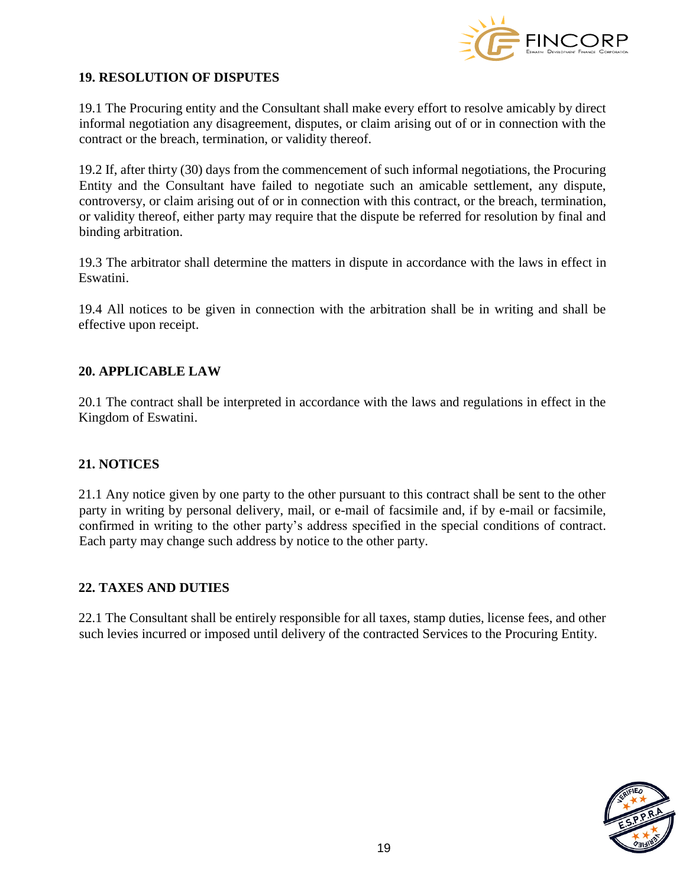## 19. RESOLUTION OF DISPUTES

19.1 The Procuring entity and the Consultant shall make every effort to resolve amicably by direct informal negotiation any disagreement, disputes, or claim arising out of or in connection with the contract or the breach, termination, or validity thereof.

19.2 If, after thirty (30) days from the commencement of such informal negotiations, the Procuring Entity and the Consultant have failed to negotiate such an amicable settlement, any dispute, controversy, or claim arising out of or in connection with this contract, or the breach, termination, or validity thereof, either party may require that the dispute be referred for resolution by final and binding arbitration.

19.3 The arbitrator shall determine the matters in dispute in accordance with the laws in effect in Eswatini.

19.4 All notices to be given in connection with the arbitration shall be in writing and shall be effective upon receipt.

## 20. APPLICABLE LAW

20.1 The contract shall be interpreted in accordance with the laws and regulations in effect in the Kingdom of Eswatini.

## 21. NOTICES

21.1 Any notice given by one party to the other pursuant to this contract shall be sent to the other party in writing by personal delivery, mail, or e-mail of facsimile and, if by e-mail or facsimile, confirmed in writing to the other party's address specified in the special conditions of contract. Each party may change such address by notice to the other party.

## 22. TAXES AND DUTIES

22.1 The Consultant shall be entirely responsible for all taxes, stamp duties, license fees, and other such levies incurred or imposed until delivery of the contracted Services to the Procuring Entity.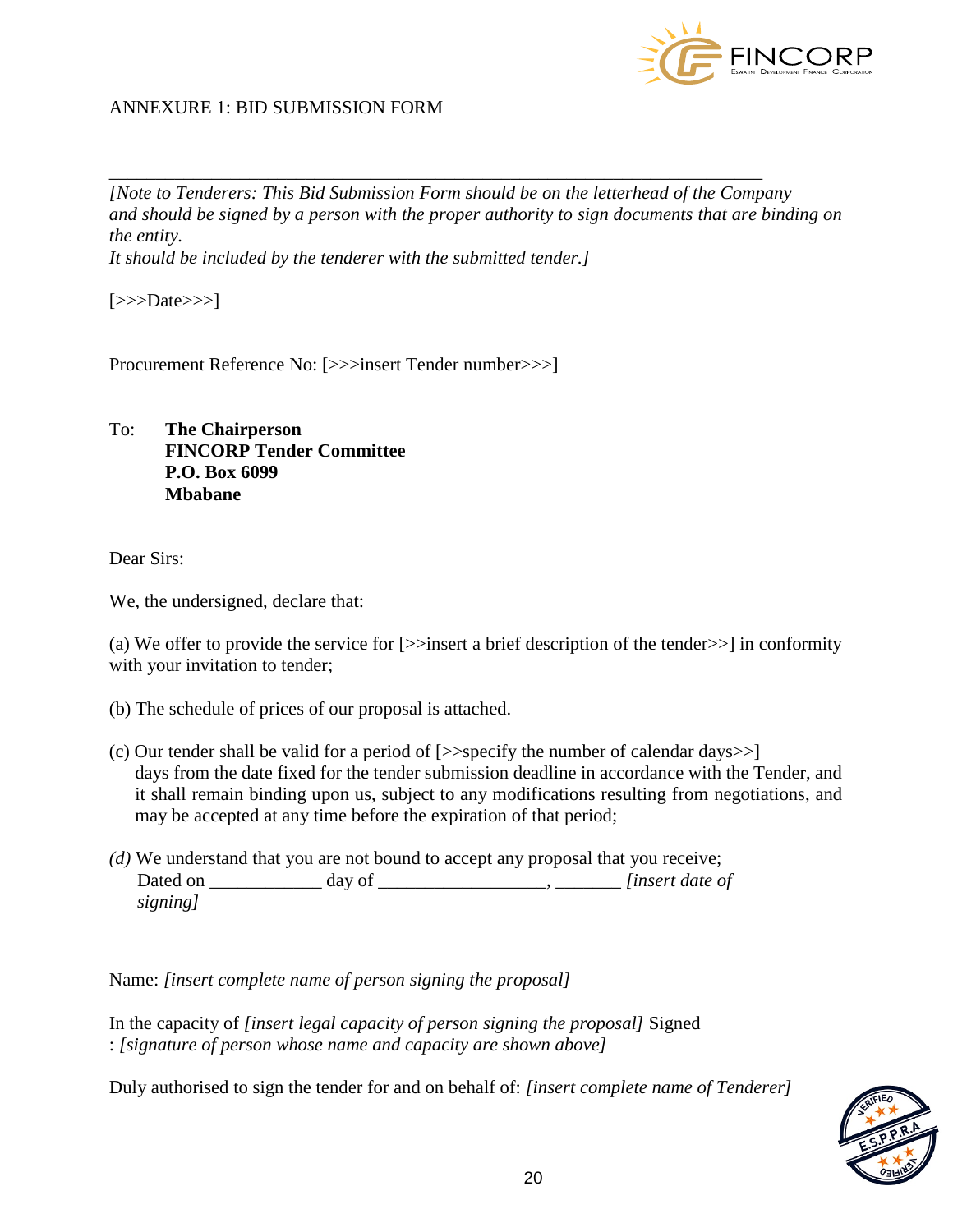ANNEXURE 1: BID SUBMISSION FORM

---

*[Note to Tenderers: This Bid Submission Form should be on the letterhead of the Company and should be signed by a person with the proper authority to sign documents that are binding on the entity.*
*It should be included by the tenderer with the submitted tender.]*

[>>>Date>>>]

Procurement Reference No: [>>>insert Tender number>>>]

To: **The Chairperson**
**FINCORP Tender Committee**
**P.O. Box 6099**
**Mbabane**

Dear Sirs:

We, the undersigned, declare that:

(a) We offer to provide the service for [>>insert a brief description of the tender>>] in conformity with your invitation to tender;

(b) The schedule of prices of our proposal is attached.

(c) Our tender shall be valid for a period of [>>specify the number of calendar days>>] days from the date fixed for the tender submission deadline in accordance with the Tender, and it shall remain binding upon us, subject to any modifications resulting from negotiations, and may be accepted at any time before the expiration of that period;

*(d)* We understand that you are not bound to accept any proposal that you receive;
Dated on ____________ day of __________________, _______ *[insert date of signing]*

Name: *[insert complete name of person signing the proposal]*

In the capacity of *[insert legal capacity of person signing the proposal]* Signed : *[signature of person whose name and capacity are shown above]*

Duly authorised to sign the tender for and on behalf of: *[insert complete name of Tenderer]*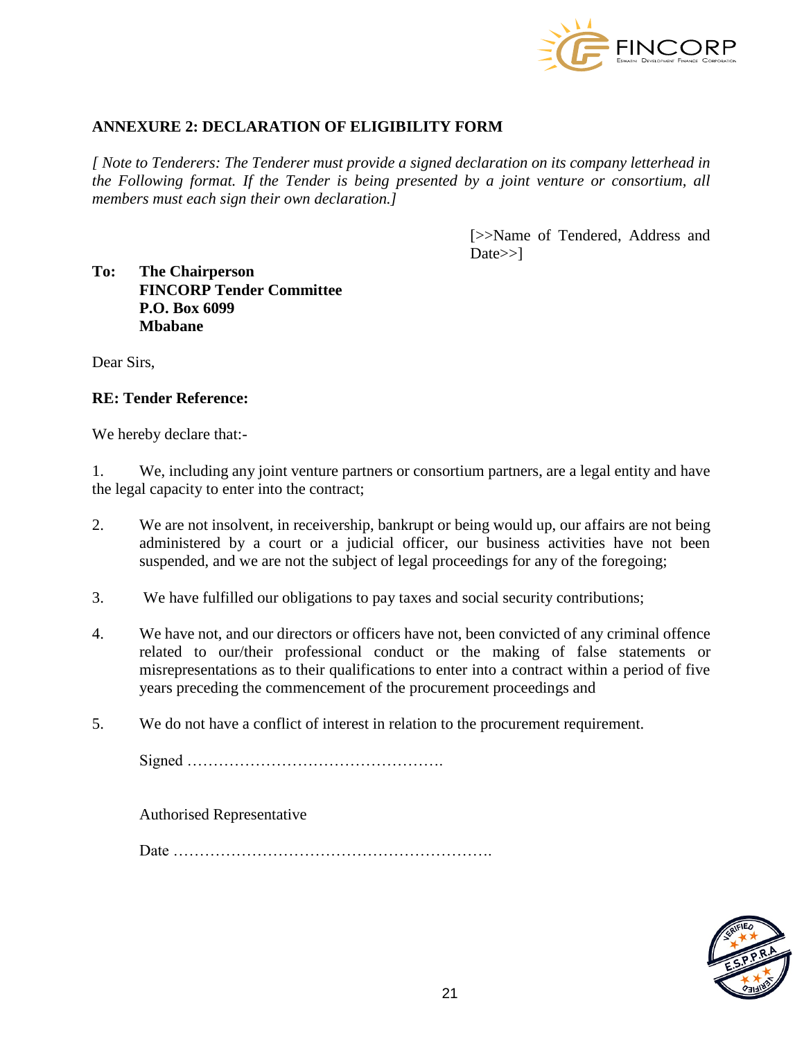## ANNEXURE 2: DECLARATION OF ELIGIBILITY FORM

*[ Note to Tenderers: The Tenderer must provide a signed declaration on its company letterhead in the Following format. If the Tender is being presented by a joint venture or consortium, all members must each sign their own declaration.]*

[>>Name of Tendered, Address and Date>>]

**To: The Chairperson**
**FINCORP Tender Committee**
**P.O. Box 6099**
**Mbabane**

Dear Sirs,

**RE: Tender Reference:**

We hereby declare that:-

1. We, including any joint venture partners or consortium partners, are a legal entity and have the legal capacity to enter into the contract;
2. We are not insolvent, in receivership, bankrupt or being would up, our affairs are not being administered by a court or a judicial officer, our business activities have not been suspended, and we are not the subject of legal proceedings for any of the foregoing;
3. We have fulfilled our obligations to pay taxes and social security contributions;
4. We have not, and our directors or officers have not, been convicted of any criminal offence related to our/their professional conduct or the making of false statements or misrepresentations as to their qualifications to enter into a contract within a period of five years preceding the commencement of the procurement proceedings and
5. We do not have a conflict of interest in relation to the procurement requirement.

Signed ………………………………………….

Authorised Representative

Date …………………………………………………….